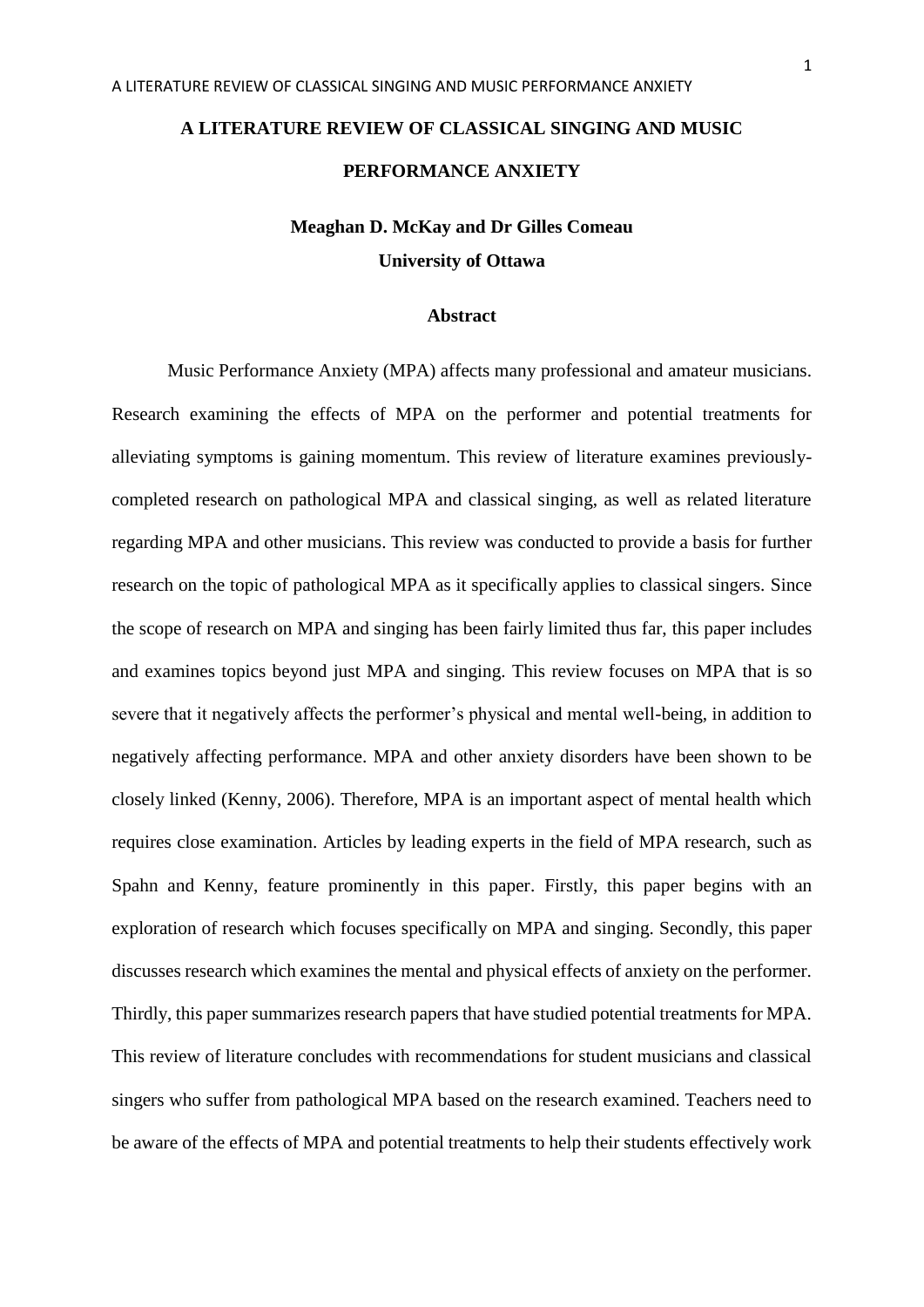# A LITERATURE REVIEW OF CLASSICAL SINGING AND MUSIC PERFORMANCE ANXIETY

**Meaghan D. McKay and Dr Gilles Comeau**

**University of Ottawa**

## Abstract

Music Performance Anxiety (MPA) affects many professional and amateur musicians. Research examining the effects of MPA on the performer and potential treatments for alleviating symptoms is gaining momentum. This review of literature examines previously-completed research on pathological MPA and classical singing, as well as related literature regarding MPA and other musicians. This review was conducted to provide a basis for further research on the topic of pathological MPA as it specifically applies to classical singers. Since the scope of research on MPA and singing has been fairly limited thus far, this paper includes and examines topics beyond just MPA and singing. This review focuses on MPA that is so severe that it negatively affects the performer's physical and mental well-being, in addition to negatively affecting performance. MPA and other anxiety disorders have been shown to be closely linked (Kenny, 2006). Therefore, MPA is an important aspect of mental health which requires close examination. Articles by leading experts in the field of MPA research, such as Spahn and Kenny, feature prominently in this paper. Firstly, this paper begins with an exploration of research which focuses specifically on MPA and singing. Secondly, this paper discusses research which examines the mental and physical effects of anxiety on the performer. Thirdly, this paper summarizes research papers that have studied potential treatments for MPA. This review of literature concludes with recommendations for student musicians and classical singers who suffer from pathological MPA based on the research examined. Teachers need to be aware of the effects of MPA and potential treatments to help their students effectively work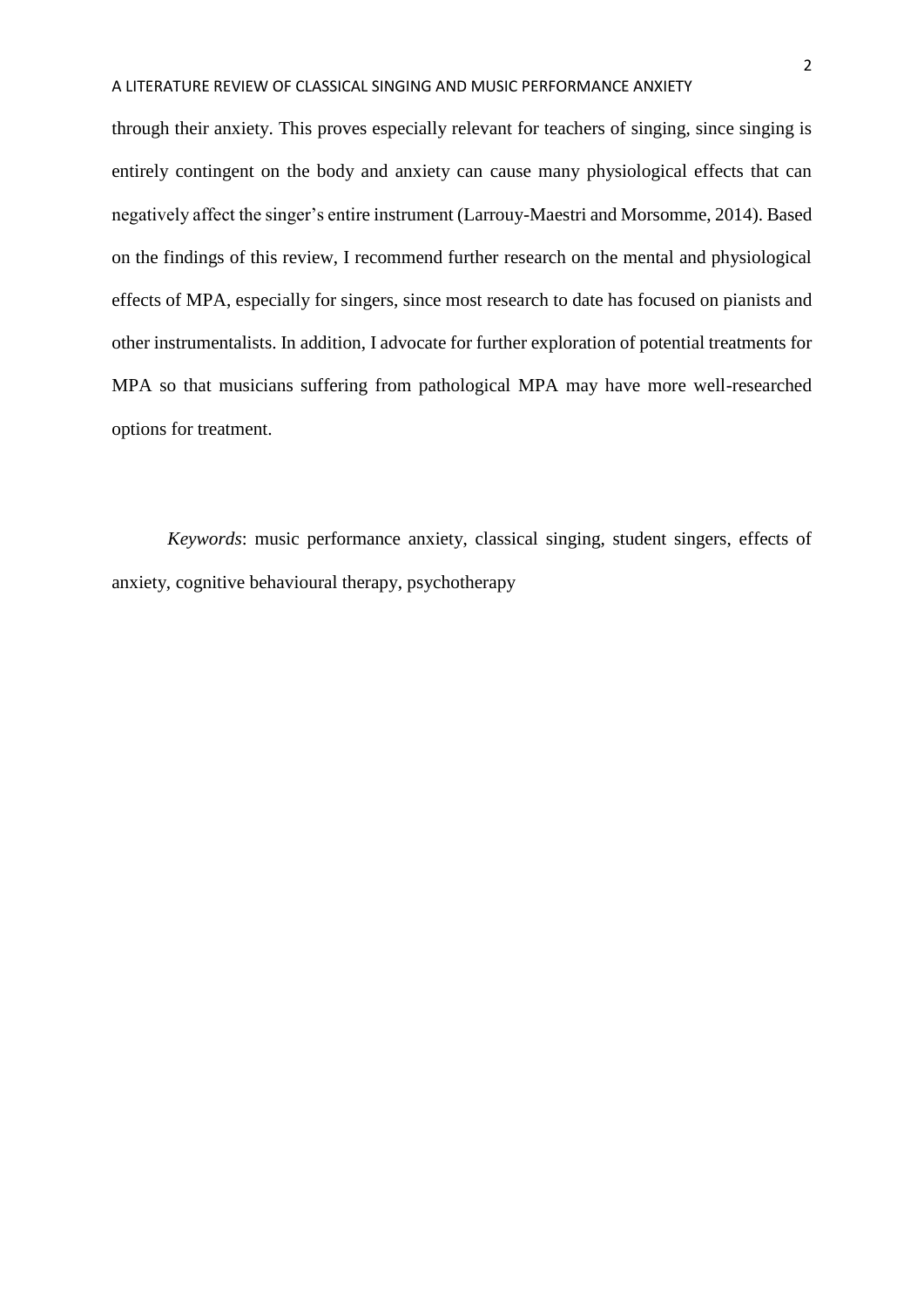through their anxiety. This proves especially relevant for teachers of singing, since singing is entirely contingent on the body and anxiety can cause many physiological effects that can negatively affect the singer's entire instrument (Larrouy-Maestri and Morsomme, 2014). Based on the findings of this review, I recommend further research on the mental and physiological effects of MPA, especially for singers, since most research to date has focused on pianists and other instrumentalists. In addition, I advocate for further exploration of potential treatments for MPA so that musicians suffering from pathological MPA may have more well-researched options for treatment.

*Keywords*: music performance anxiety, classical singing, student singers, effects of anxiety, cognitive behavioural therapy, psychotherapy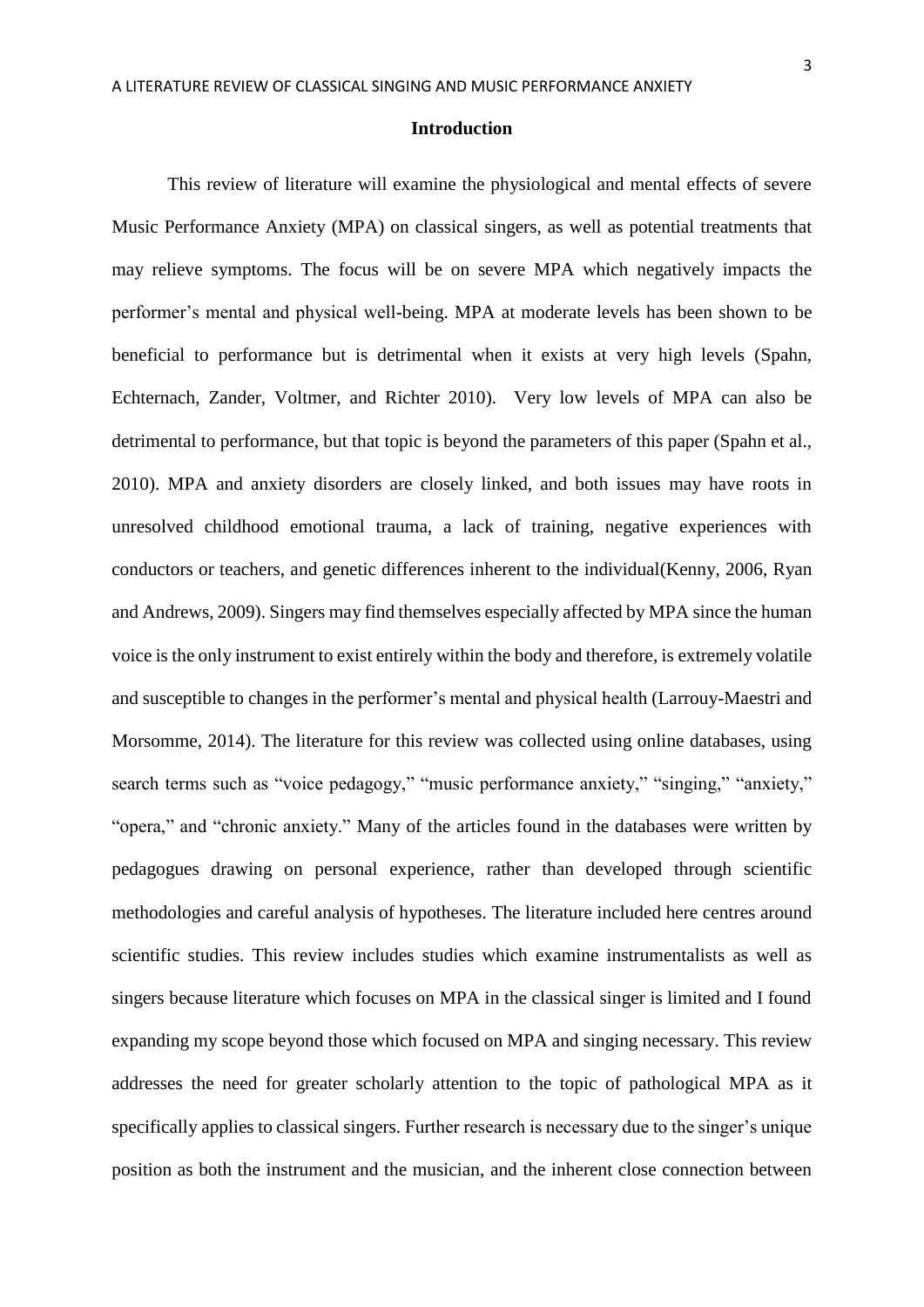## Introduction

This review of literature will examine the physiological and mental effects of severe Music Performance Anxiety (MPA) on classical singers, as well as potential treatments that may relieve symptoms. The focus will be on severe MPA which negatively impacts the performer's mental and physical well-being. MPA at moderate levels has been shown to be beneficial to performance but is detrimental when it exists at very high levels (Spahn, Echternach, Zander, Voltmer, and Richter 2010). Very low levels of MPA can also be detrimental to performance, but that topic is beyond the parameters of this paper (Spahn et al., 2010). MPA and anxiety disorders are closely linked, and both issues may have roots in unresolved childhood emotional trauma, a lack of training, negative experiences with conductors or teachers, and genetic differences inherent to the individual(Kenny, 2006, Ryan and Andrews, 2009). Singers may find themselves especially affected by MPA since the human voice is the only instrument to exist entirely within the body and therefore, is extremely volatile and susceptible to changes in the performer's mental and physical health (Larrouy-Maestri and Morsomme, 2014). The literature for this review was collected using online databases, using search terms such as "voice pedagogy," "music performance anxiety," "singing," "anxiety," "opera," and "chronic anxiety." Many of the articles found in the databases were written by pedagogues drawing on personal experience, rather than developed through scientific methodologies and careful analysis of hypotheses. The literature included here centres around scientific studies. This review includes studies which examine instrumentalists as well as singers because literature which focuses on MPA in the classical singer is limited and I found expanding my scope beyond those which focused on MPA and singing necessary. This review addresses the need for greater scholarly attention to the topic of pathological MPA as it specifically applies to classical singers. Further research is necessary due to the singer's unique position as both the instrument and the musician, and the inherent close connection between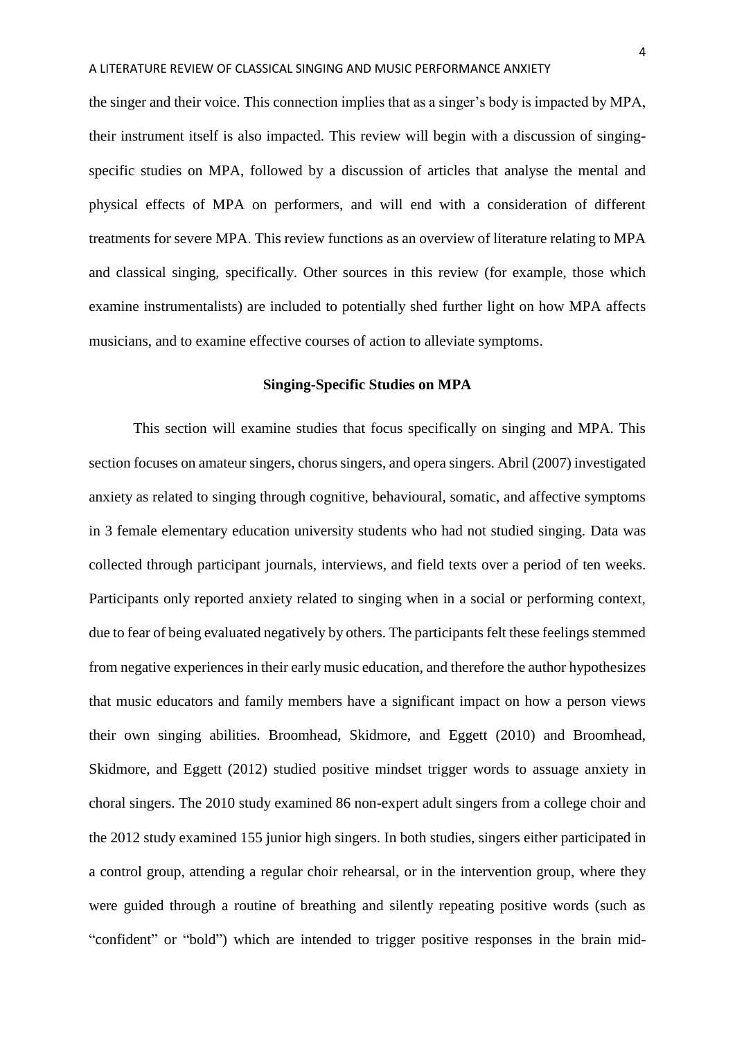the singer and their voice. This connection implies that as a singer's body is impacted by MPA, their instrument itself is also impacted. This review will begin with a discussion of singing-specific studies on MPA, followed by a discussion of articles that analyse the mental and physical effects of MPA on performers, and will end with a consideration of different treatments for severe MPA. This review functions as an overview of literature relating to MPA and classical singing, specifically. Other sources in this review (for example, those which examine instrumentalists) are included to potentially shed further light on how MPA affects musicians, and to examine effective courses of action to alleviate symptoms.

## Singing-Specific Studies on MPA

This section will examine studies that focus specifically on singing and MPA. This section focuses on amateur singers, chorus singers, and opera singers. Abril (2007) investigated anxiety as related to singing through cognitive, behavioural, somatic, and affective symptoms in 3 female elementary education university students who had not studied singing. Data was collected through participant journals, interviews, and field texts over a period of ten weeks. Participants only reported anxiety related to singing when in a social or performing context, due to fear of being evaluated negatively by others. The participants felt these feelings stemmed from negative experiences in their early music education, and therefore the author hypothesizes that music educators and family members have a significant impact on how a person views their own singing abilities. Broomhead, Skidmore, and Eggett (2010) and Broomhead, Skidmore, and Eggett (2012) studied positive mindset trigger words to assuage anxiety in choral singers. The 2010 study examined 86 non-expert adult singers from a college choir and the 2012 study examined 155 junior high singers. In both studies, singers either participated in a control group, attending a regular choir rehearsal, or in the intervention group, where they were guided through a routine of breathing and silently repeating positive words (such as "confident" or "bold") which are intended to trigger positive responses in the brain mid-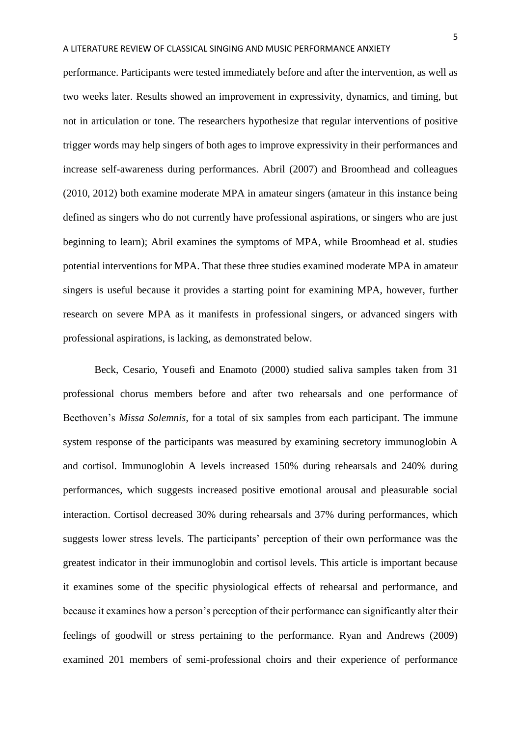performance. Participants were tested immediately before and after the intervention, as well as two weeks later. Results showed an improvement in expressivity, dynamics, and timing, but not in articulation or tone. The researchers hypothesize that regular interventions of positive trigger words may help singers of both ages to improve expressivity in their performances and increase self-awareness during performances. Abril (2007) and Broomhead and colleagues (2010, 2012) both examine moderate MPA in amateur singers (amateur in this instance being defined as singers who do not currently have professional aspirations, or singers who are just beginning to learn); Abril examines the symptoms of MPA, while Broomhead et al. studies potential interventions for MPA. That these three studies examined moderate MPA in amateur singers is useful because it provides a starting point for examining MPA, however, further research on severe MPA as it manifests in professional singers, or advanced singers with professional aspirations, is lacking, as demonstrated below.

Beck, Cesario, Yousefi and Enamoto (2000) studied saliva samples taken from 31 professional chorus members before and after two rehearsals and one performance of Beethoven's *Missa Solemnis*, for a total of six samples from each participant. The immune system response of the participants was measured by examining secretory immunoglobin A and cortisol. Immunoglobin A levels increased 150% during rehearsals and 240% during performances, which suggests increased positive emotional arousal and pleasurable social interaction. Cortisol decreased 30% during rehearsals and 37% during performances, which suggests lower stress levels. The participants' perception of their own performance was the greatest indicator in their immunoglobin and cortisol levels. This article is important because it examines some of the specific physiological effects of rehearsal and performance, and because it examines how a person's perception of their performance can significantly alter their feelings of goodwill or stress pertaining to the performance. Ryan and Andrews (2009) examined 201 members of semi-professional choirs and their experience of performance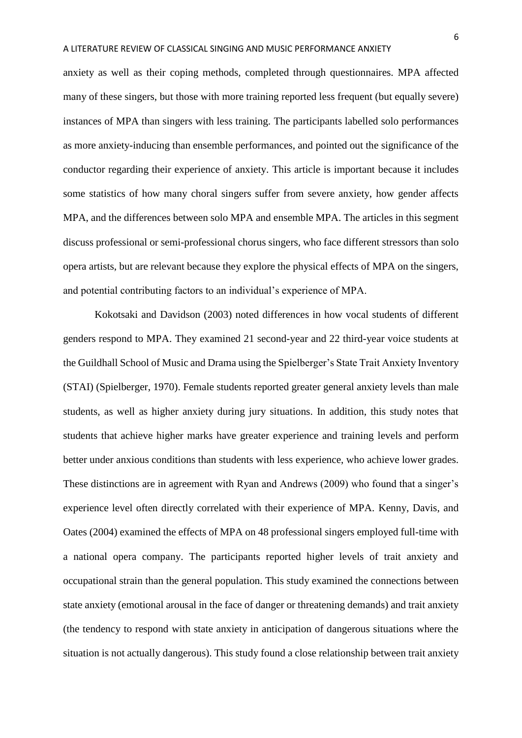anxiety as well as their coping methods, completed through questionnaires. MPA affected many of these singers, but those with more training reported less frequent (but equally severe) instances of MPA than singers with less training. The participants labelled solo performances as more anxiety-inducing than ensemble performances, and pointed out the significance of the conductor regarding their experience of anxiety. This article is important because it includes some statistics of how many choral singers suffer from severe anxiety, how gender affects MPA, and the differences between solo MPA and ensemble MPA. The articles in this segment discuss professional or semi-professional chorus singers, who face different stressors than solo opera artists, but are relevant because they explore the physical effects of MPA on the singers, and potential contributing factors to an individual's experience of MPA.

Kokotsaki and Davidson (2003) noted differences in how vocal students of different genders respond to MPA. They examined 21 second-year and 22 third-year voice students at the Guildhall School of Music and Drama using the Spielberger's State Trait Anxiety Inventory (STAI) (Spielberger, 1970). Female students reported greater general anxiety levels than male students, as well as higher anxiety during jury situations. In addition, this study notes that students that achieve higher marks have greater experience and training levels and perform better under anxious conditions than students with less experience, who achieve lower grades. These distinctions are in agreement with Ryan and Andrews (2009) who found that a singer's experience level often directly correlated with their experience of MPA. Kenny, Davis, and Oates (2004) examined the effects of MPA on 48 professional singers employed full-time with a national opera company. The participants reported higher levels of trait anxiety and occupational strain than the general population. This study examined the connections between state anxiety (emotional arousal in the face of danger or threatening demands) and trait anxiety (the tendency to respond with state anxiety in anticipation of dangerous situations where the situation is not actually dangerous). This study found a close relationship between trait anxiety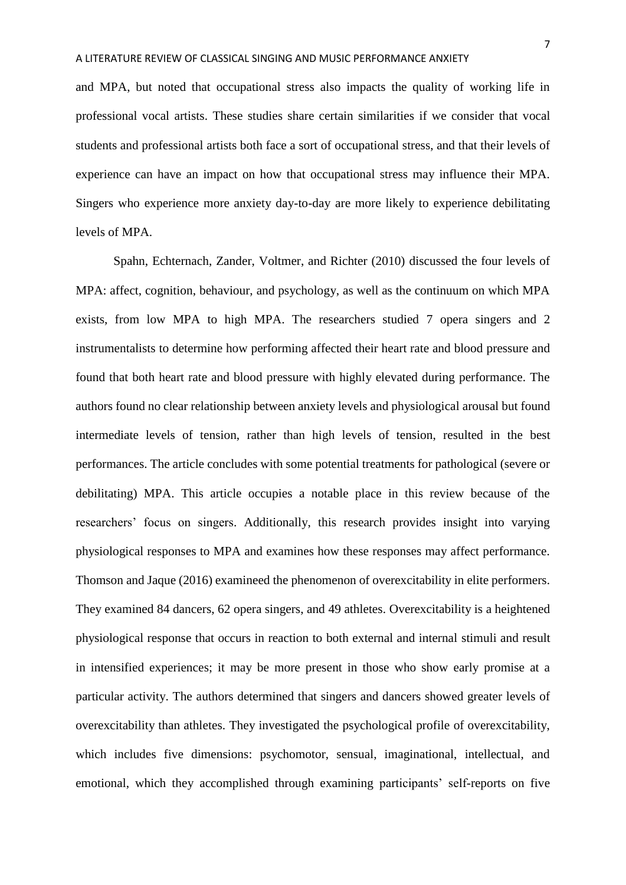and MPA, but noted that occupational stress also impacts the quality of working life in professional vocal artists. These studies share certain similarities if we consider that vocal students and professional artists both face a sort of occupational stress, and that their levels of experience can have an impact on how that occupational stress may influence their MPA. Singers who experience more anxiety day-to-day are more likely to experience debilitating levels of MPA.

Spahn, Echternach, Zander, Voltmer, and Richter (2010) discussed the four levels of MPA: affect, cognition, behaviour, and psychology, as well as the continuum on which MPA exists, from low MPA to high MPA. The researchers studied 7 opera singers and 2 instrumentalists to determine how performing affected their heart rate and blood pressure and found that both heart rate and blood pressure with highly elevated during performance. The authors found no clear relationship between anxiety levels and physiological arousal but found intermediate levels of tension, rather than high levels of tension, resulted in the best performances. The article concludes with some potential treatments for pathological (severe or debilitating) MPA. This article occupies a notable place in this review because of the researchers' focus on singers. Additionally, this research provides insight into varying physiological responses to MPA and examines how these responses may affect performance. Thomson and Jaque (2016) examineed the phenomenon of overexcitability in elite performers. They examined 84 dancers, 62 opera singers, and 49 athletes. Overexcitability is a heightened physiological response that occurs in reaction to both external and internal stimuli and result in intensified experiences; it may be more present in those who show early promise at a particular activity. The authors determined that singers and dancers showed greater levels of overexcitability than athletes. They investigated the psychological profile of overexcitability, which includes five dimensions: psychomotor, sensual, imaginational, intellectual, and emotional, which they accomplished through examining participants' self-reports on five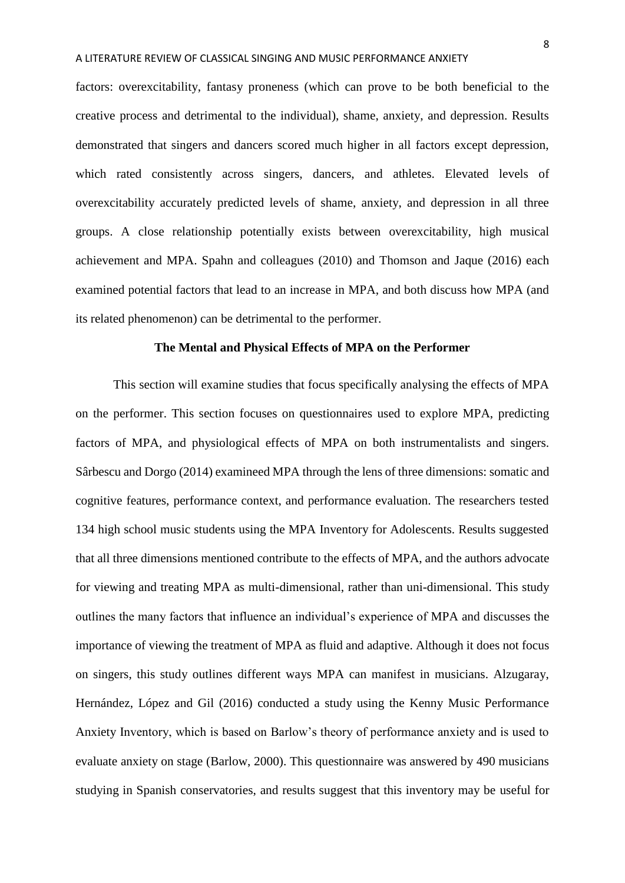factors: overexcitability, fantasy proneness (which can prove to be both beneficial to the creative process and detrimental to the individual), shame, anxiety, and depression. Results demonstrated that singers and dancers scored much higher in all factors except depression, which rated consistently across singers, dancers, and athletes. Elevated levels of overexcitability accurately predicted levels of shame, anxiety, and depression in all three groups. A close relationship potentially exists between overexcitability, high musical achievement and MPA. Spahn and colleagues (2010) and Thomson and Jaque (2016) each examined potential factors that lead to an increase in MPA, and both discuss how MPA (and its related phenomenon) can be detrimental to the performer.

## The Mental and Physical Effects of MPA on the Performer

This section will examine studies that focus specifically analysing the effects of MPA on the performer. This section focuses on questionnaires used to explore MPA, predicting factors of MPA, and physiological effects of MPA on both instrumentalists and singers. Sârbescu and Dorgo (2014) examineed MPA through the lens of three dimensions: somatic and cognitive features, performance context, and performance evaluation. The researchers tested 134 high school music students using the MPA Inventory for Adolescents. Results suggested that all three dimensions mentioned contribute to the effects of MPA, and the authors advocate for viewing and treating MPA as multi-dimensional, rather than uni-dimensional. This study outlines the many factors that influence an individual's experience of MPA and discusses the importance of viewing the treatment of MPA as fluid and adaptive. Although it does not focus on singers, this study outlines different ways MPA can manifest in musicians. Alzugaray, Hernández, López and Gil (2016) conducted a study using the Kenny Music Performance Anxiety Inventory, which is based on Barlow's theory of performance anxiety and is used to evaluate anxiety on stage (Barlow, 2000). This questionnaire was answered by 490 musicians studying in Spanish conservatories, and results suggest that this inventory may be useful for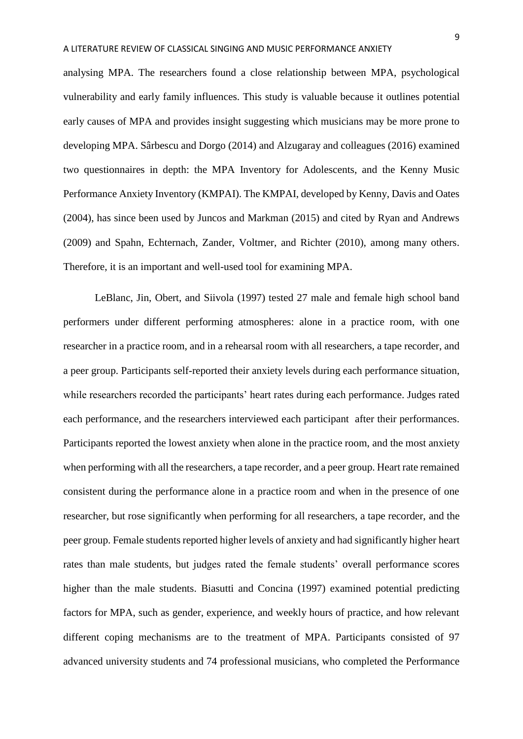analysing MPA. The researchers found a close relationship between MPA, psychological vulnerability and early family influences. This study is valuable because it outlines potential early causes of MPA and provides insight suggesting which musicians may be more prone to developing MPA. Sârbescu and Dorgo (2014) and Alzugaray and colleagues (2016) examined two questionnaires in depth: the MPA Inventory for Adolescents, and the Kenny Music Performance Anxiety Inventory (KMPAI). The KMPAI, developed by Kenny, Davis and Oates (2004), has since been used by Juncos and Markman (2015) and cited by Ryan and Andrews (2009) and Spahn, Echternach, Zander, Voltmer, and Richter (2010), among many others. Therefore, it is an important and well-used tool for examining MPA.

LeBlanc, Jin, Obert, and Siivola (1997) tested 27 male and female high school band performers under different performing atmospheres: alone in a practice room, with one researcher in a practice room, and in a rehearsal room with all researchers, a tape recorder, and a peer group. Participants self-reported their anxiety levels during each performance situation, while researchers recorded the participants' heart rates during each performance. Judges rated each performance, and the researchers interviewed each participant after their performances. Participants reported the lowest anxiety when alone in the practice room, and the most anxiety when performing with all the researchers, a tape recorder, and a peer group. Heart rate remained consistent during the performance alone in a practice room and when in the presence of one researcher, but rose significantly when performing for all researchers, a tape recorder, and the peer group. Female students reported higher levels of anxiety and had significantly higher heart rates than male students, but judges rated the female students' overall performance scores higher than the male students. Biasutti and Concina (1997) examined potential predicting factors for MPA, such as gender, experience, and weekly hours of practice, and how relevant different coping mechanisms are to the treatment of MPA. Participants consisted of 97 advanced university students and 74 professional musicians, who completed the Performance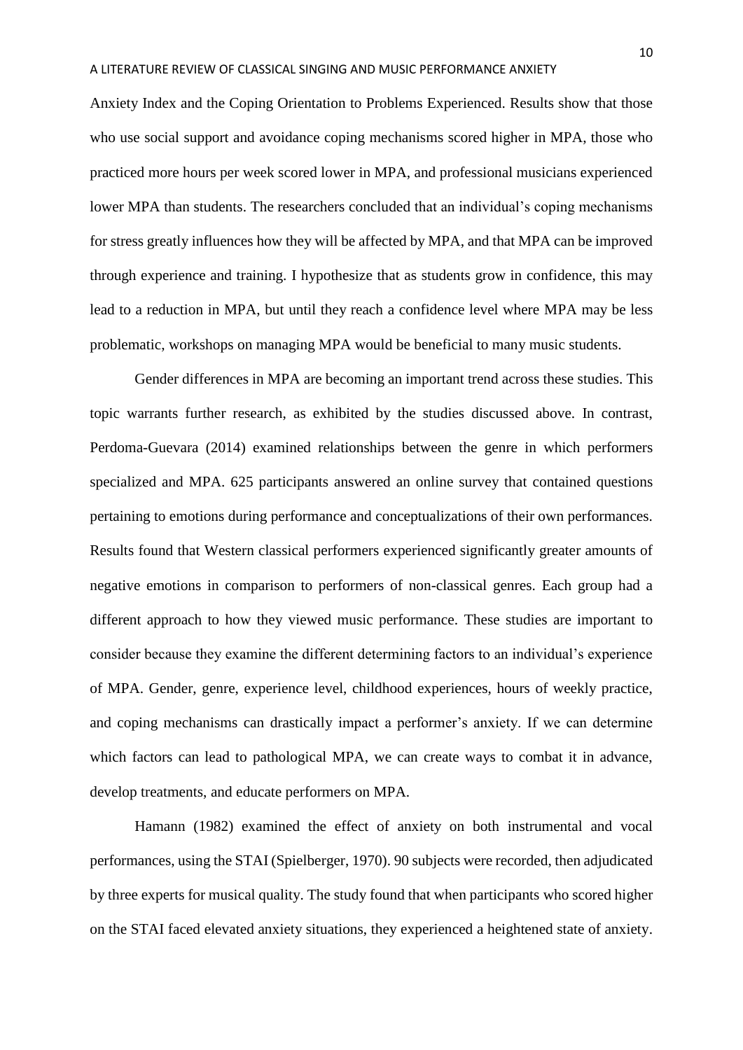Anxiety Index and the Coping Orientation to Problems Experienced. Results show that those who use social support and avoidance coping mechanisms scored higher in MPA, those who practiced more hours per week scored lower in MPA, and professional musicians experienced lower MPA than students. The researchers concluded that an individual's coping mechanisms for stress greatly influences how they will be affected by MPA, and that MPA can be improved through experience and training. I hypothesize that as students grow in confidence, this may lead to a reduction in MPA, but until they reach a confidence level where MPA may be less problematic, workshops on managing MPA would be beneficial to many music students.

Gender differences in MPA are becoming an important trend across these studies. This topic warrants further research, as exhibited by the studies discussed above. In contrast, Perdoma-Guevara (2014) examined relationships between the genre in which performers specialized and MPA. 625 participants answered an online survey that contained questions pertaining to emotions during performance and conceptualizations of their own performances. Results found that Western classical performers experienced significantly greater amounts of negative emotions in comparison to performers of non-classical genres. Each group had a different approach to how they viewed music performance. These studies are important to consider because they examine the different determining factors to an individual's experience of MPA. Gender, genre, experience level, childhood experiences, hours of weekly practice, and coping mechanisms can drastically impact a performer's anxiety. If we can determine which factors can lead to pathological MPA, we can create ways to combat it in advance, develop treatments, and educate performers on MPA.

Hamann (1982) examined the effect of anxiety on both instrumental and vocal performances, using the STAI (Spielberger, 1970). 90 subjects were recorded, then adjudicated by three experts for musical quality. The study found that when participants who scored higher on the STAI faced elevated anxiety situations, they experienced a heightened state of anxiety.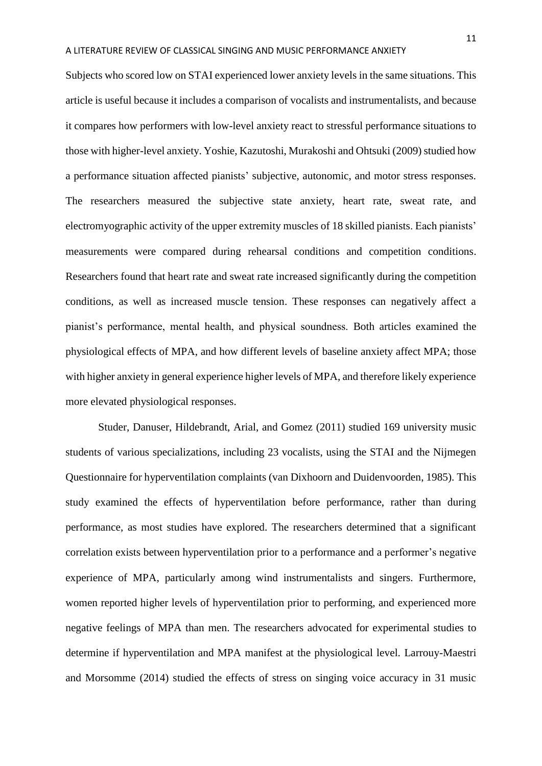Subjects who scored low on STAI experienced lower anxiety levels in the same situations. This article is useful because it includes a comparison of vocalists and instrumentalists, and because it compares how performers with low-level anxiety react to stressful performance situations to those with higher-level anxiety. Yoshie, Kazutoshi, Murakoshi and Ohtsuki (2009) studied how a performance situation affected pianists' subjective, autonomic, and motor stress responses. The researchers measured the subjective state anxiety, heart rate, sweat rate, and electromyographic activity of the upper extremity muscles of 18 skilled pianists. Each pianists' measurements were compared during rehearsal conditions and competition conditions. Researchers found that heart rate and sweat rate increased significantly during the competition conditions, as well as increased muscle tension. These responses can negatively affect a pianist's performance, mental health, and physical soundness. Both articles examined the physiological effects of MPA, and how different levels of baseline anxiety affect MPA; those with higher anxiety in general experience higher levels of MPA, and therefore likely experience more elevated physiological responses.

Studer, Danuser, Hildebrandt, Arial, and Gomez (2011) studied 169 university music students of various specializations, including 23 vocalists, using the STAI and the Nijmegen Questionnaire for hyperventilation complaints (van Dixhoorn and Duidenvoorden, 1985). This study examined the effects of hyperventilation before performance, rather than during performance, as most studies have explored. The researchers determined that a significant correlation exists between hyperventilation prior to a performance and a performer's negative experience of MPA, particularly among wind instrumentalists and singers. Furthermore, women reported higher levels of hyperventilation prior to performing, and experienced more negative feelings of MPA than men. The researchers advocated for experimental studies to determine if hyperventilation and MPA manifest at the physiological level. Larrouy-Maestri and Morsomme (2014) studied the effects of stress on singing voice accuracy in 31 music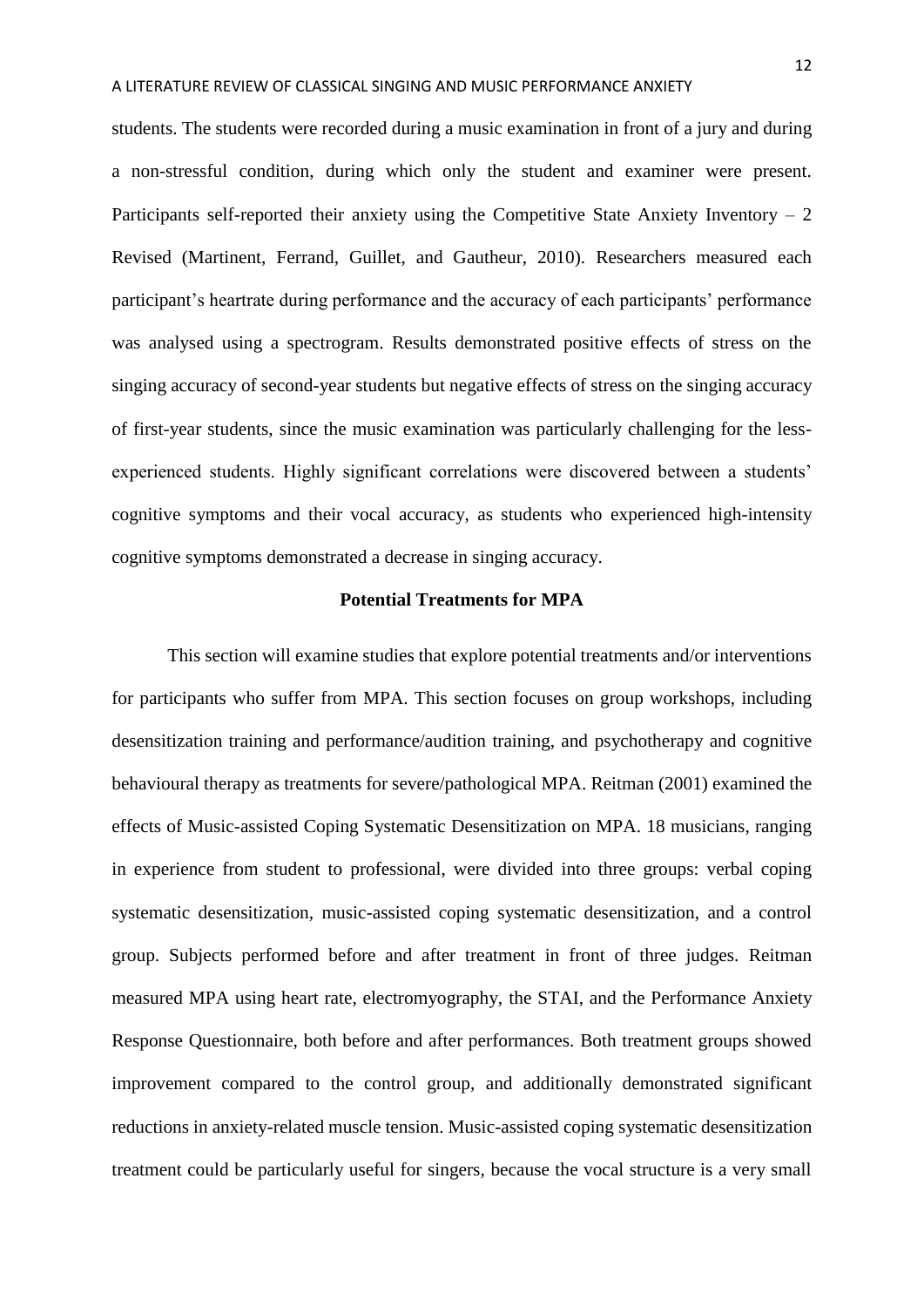students. The students were recorded during a music examination in front of a jury and during a non-stressful condition, during which only the student and examiner were present. Participants self-reported their anxiety using the Competitive State Anxiety Inventory – 2 Revised (Martinent, Ferrand, Guillet, and Gautheur, 2010). Researchers measured each participant's heartrate during performance and the accuracy of each participants' performance was analysed using a spectrogram. Results demonstrated positive effects of stress on the singing accuracy of second-year students but negative effects of stress on the singing accuracy of first-year students, since the music examination was particularly challenging for the less-experienced students. Highly significant correlations were discovered between a students' cognitive symptoms and their vocal accuracy, as students who experienced high-intensity cognitive symptoms demonstrated a decrease in singing accuracy.

## Potential Treatments for MPA

This section will examine studies that explore potential treatments and/or interventions for participants who suffer from MPA. This section focuses on group workshops, including desensitization training and performance/audition training, and psychotherapy and cognitive behavioural therapy as treatments for severe/pathological MPA. Reitman (2001) examined the effects of Music-assisted Coping Systematic Desensitization on MPA. 18 musicians, ranging in experience from student to professional, were divided into three groups: verbal coping systematic desensitization, music-assisted coping systematic desensitization, and a control group. Subjects performed before and after treatment in front of three judges. Reitman measured MPA using heart rate, electromyography, the STAI, and the Performance Anxiety Response Questionnaire, both before and after performances. Both treatment groups showed improvement compared to the control group, and additionally demonstrated significant reductions in anxiety-related muscle tension. Music-assisted coping systematic desensitization treatment could be particularly useful for singers, because the vocal structure is a very small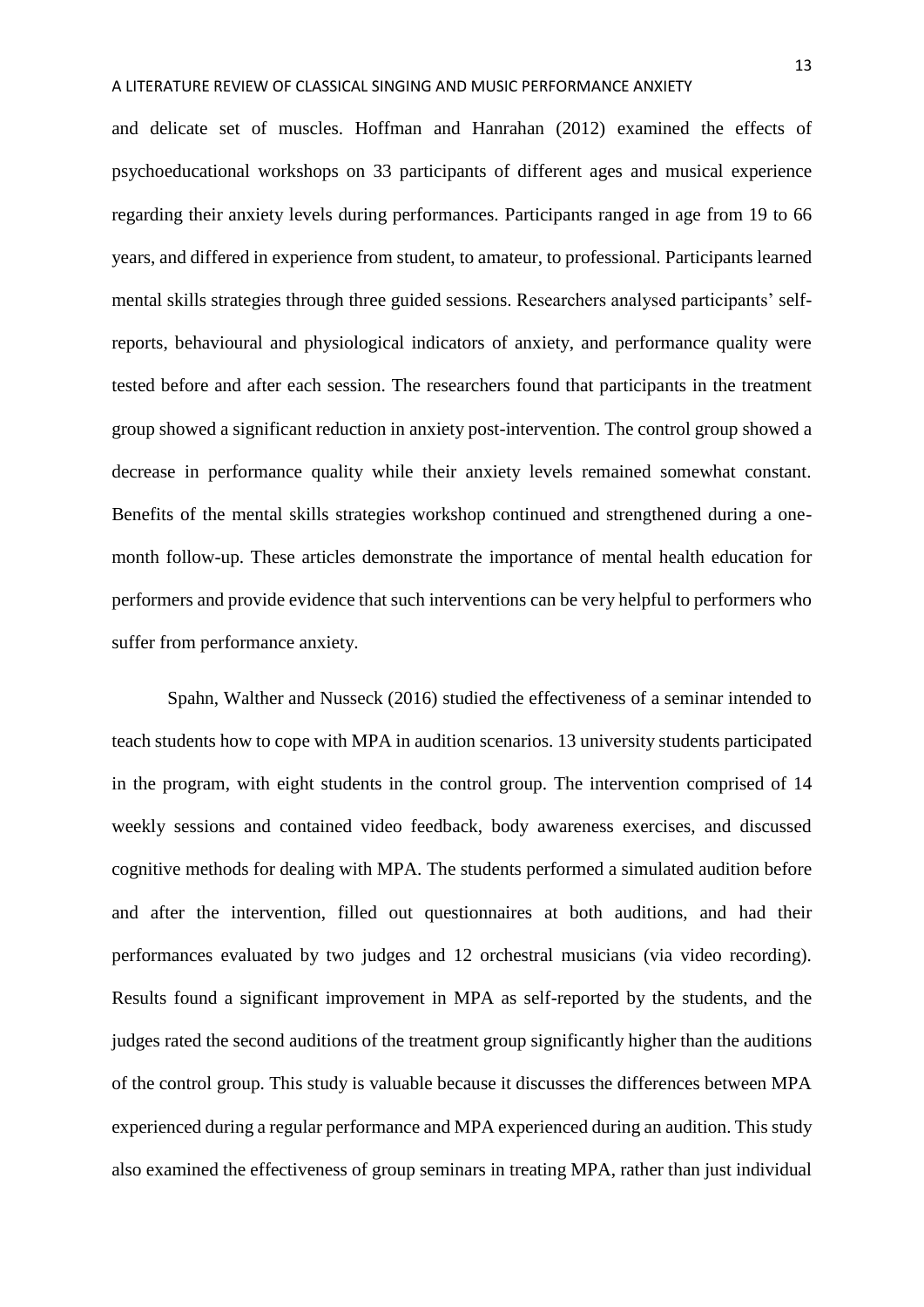and delicate set of muscles. Hoffman and Hanrahan (2012) examined the effects of psychoeducational workshops on 33 participants of different ages and musical experience regarding their anxiety levels during performances. Participants ranged in age from 19 to 66 years, and differed in experience from student, to amateur, to professional. Participants learned mental skills strategies through three guided sessions. Researchers analysed participants' self-reports, behavioural and physiological indicators of anxiety, and performance quality were tested before and after each session. The researchers found that participants in the treatment group showed a significant reduction in anxiety post-intervention. The control group showed a decrease in performance quality while their anxiety levels remained somewhat constant. Benefits of the mental skills strategies workshop continued and strengthened during a one-month follow-up. These articles demonstrate the importance of mental health education for performers and provide evidence that such interventions can be very helpful to performers who suffer from performance anxiety.

Spahn, Walther and Nusseck (2016) studied the effectiveness of a seminar intended to teach students how to cope with MPA in audition scenarios. 13 university students participated in the program, with eight students in the control group. The intervention comprised of 14 weekly sessions and contained video feedback, body awareness exercises, and discussed cognitive methods for dealing with MPA. The students performed a simulated audition before and after the intervention, filled out questionnaires at both auditions, and had their performances evaluated by two judges and 12 orchestral musicians (via video recording). Results found a significant improvement in MPA as self-reported by the students, and the judges rated the second auditions of the treatment group significantly higher than the auditions of the control group. This study is valuable because it discusses the differences between MPA experienced during a regular performance and MPA experienced during an audition. This study also examined the effectiveness of group seminars in treating MPA, rather than just individual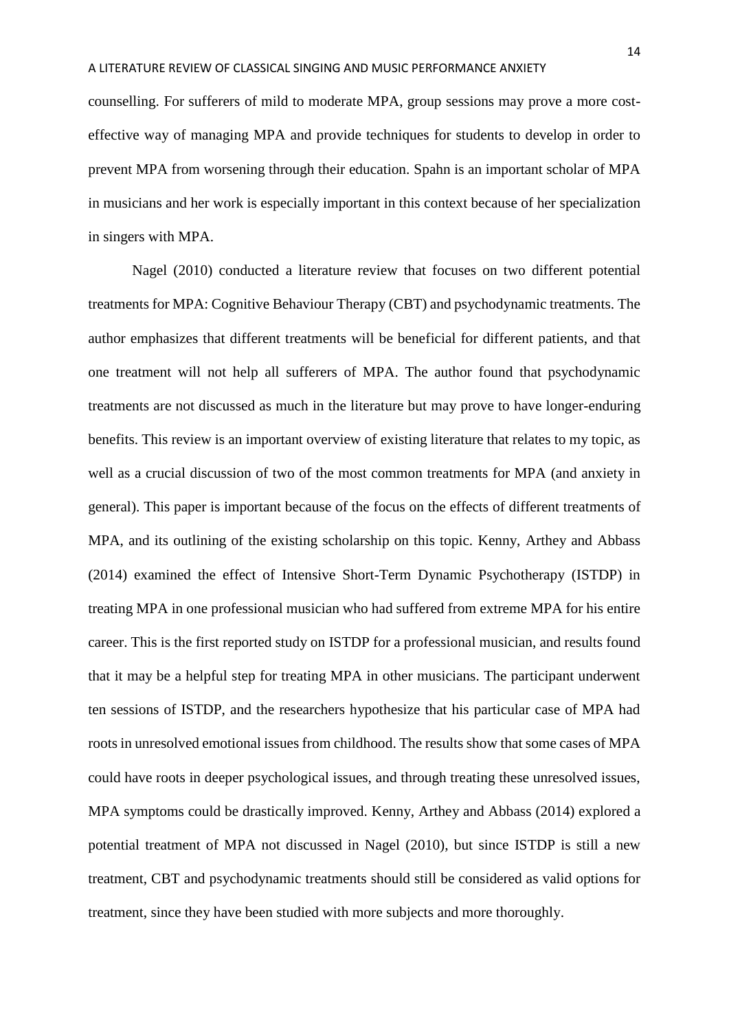counselling. For sufferers of mild to moderate MPA, group sessions may prove a more cost-effective way of managing MPA and provide techniques for students to develop in order to prevent MPA from worsening through their education. Spahn is an important scholar of MPA in musicians and her work is especially important in this context because of her specialization in singers with MPA.

Nagel (2010) conducted a literature review that focuses on two different potential treatments for MPA: Cognitive Behaviour Therapy (CBT) and psychodynamic treatments. The author emphasizes that different treatments will be beneficial for different patients, and that one treatment will not help all sufferers of MPA. The author found that psychodynamic treatments are not discussed as much in the literature but may prove to have longer-enduring benefits. This review is an important overview of existing literature that relates to my topic, as well as a crucial discussion of two of the most common treatments for MPA (and anxiety in general). This paper is important because of the focus on the effects of different treatments of MPA, and its outlining of the existing scholarship on this topic. Kenny, Arthey and Abbass (2014) examined the effect of Intensive Short-Term Dynamic Psychotherapy (ISTDP) in treating MPA in one professional musician who had suffered from extreme MPA for his entire career. This is the first reported study on ISTDP for a professional musician, and results found that it may be a helpful step for treating MPA in other musicians. The participant underwent ten sessions of ISTDP, and the researchers hypothesize that his particular case of MPA had roots in unresolved emotional issues from childhood. The results show that some cases of MPA could have roots in deeper psychological issues, and through treating these unresolved issues, MPA symptoms could be drastically improved. Kenny, Arthey and Abbass (2014) explored a potential treatment of MPA not discussed in Nagel (2010), but since ISTDP is still a new treatment, CBT and psychodynamic treatments should still be considered as valid options for treatment, since they have been studied with more subjects and more thoroughly.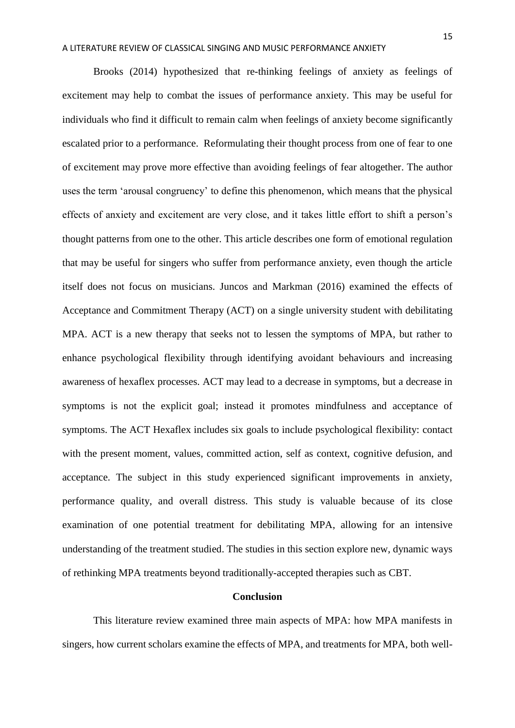Brooks (2014) hypothesized that re-thinking feelings of anxiety as feelings of excitement may help to combat the issues of performance anxiety. This may be useful for individuals who find it difficult to remain calm when feelings of anxiety become significantly escalated prior to a performance. Reformulating their thought process from one of fear to one of excitement may prove more effective than avoiding feelings of fear altogether. The author uses the term 'arousal congruency' to define this phenomenon, which means that the physical effects of anxiety and excitement are very close, and it takes little effort to shift a person's thought patterns from one to the other. This article describes one form of emotional regulation that may be useful for singers who suffer from performance anxiety, even though the article itself does not focus on musicians. Juncos and Markman (2016) examined the effects of Acceptance and Commitment Therapy (ACT) on a single university student with debilitating MPA. ACT is a new therapy that seeks not to lessen the symptoms of MPA, but rather to enhance psychological flexibility through identifying avoidant behaviours and increasing awareness of hexaflex processes. ACT may lead to a decrease in symptoms, but a decrease in symptoms is not the explicit goal; instead it promotes mindfulness and acceptance of symptoms. The ACT Hexaflex includes six goals to include psychological flexibility: contact with the present moment, values, committed action, self as context, cognitive defusion, and acceptance. The subject in this study experienced significant improvements in anxiety, performance quality, and overall distress. This study is valuable because of its close examination of one potential treatment for debilitating MPA, allowing for an intensive understanding of the treatment studied. The studies in this section explore new, dynamic ways of rethinking MPA treatments beyond traditionally-accepted therapies such as CBT.

## Conclusion

This literature review examined three main aspects of MPA: how MPA manifests in singers, how current scholars examine the effects of MPA, and treatments for MPA, both well-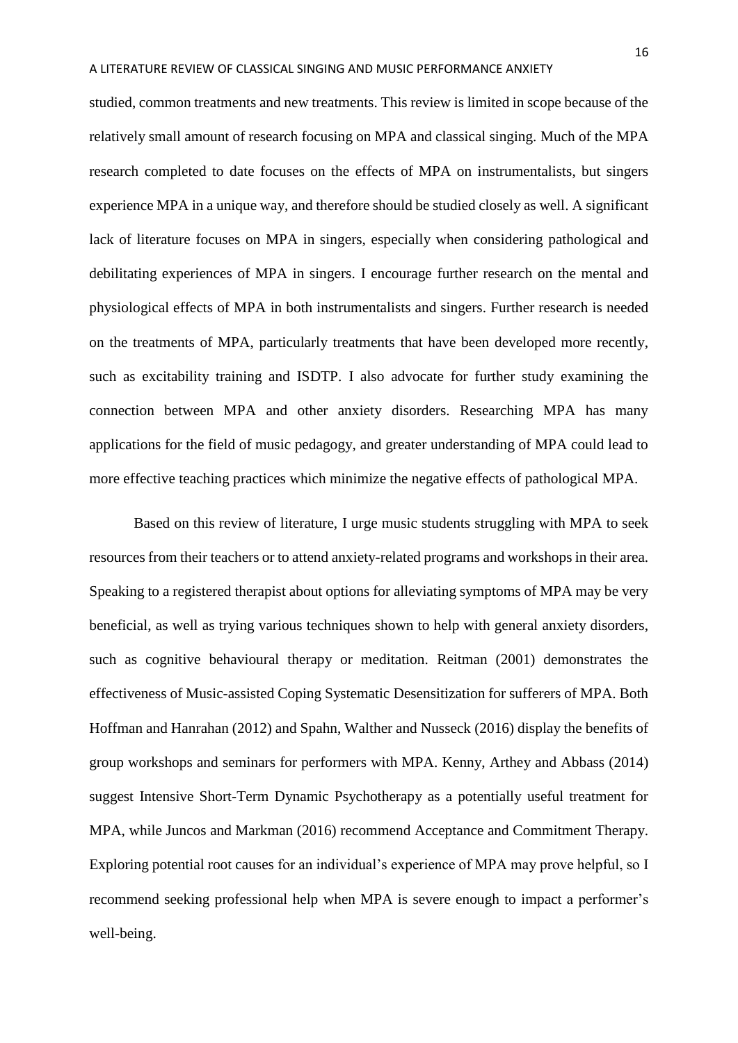studied, common treatments and new treatments. This review is limited in scope because of the relatively small amount of research focusing on MPA and classical singing. Much of the MPA research completed to date focuses on the effects of MPA on instrumentalists, but singers experience MPA in a unique way, and therefore should be studied closely as well. A significant lack of literature focuses on MPA in singers, especially when considering pathological and debilitating experiences of MPA in singers. I encourage further research on the mental and physiological effects of MPA in both instrumentalists and singers. Further research is needed on the treatments of MPA, particularly treatments that have been developed more recently, such as excitability training and ISDTP. I also advocate for further study examining the connection between MPA and other anxiety disorders. Researching MPA has many applications for the field of music pedagogy, and greater understanding of MPA could lead to more effective teaching practices which minimize the negative effects of pathological MPA.

Based on this review of literature, I urge music students struggling with MPA to seek resources from their teachers or to attend anxiety-related programs and workshops in their area. Speaking to a registered therapist about options for alleviating symptoms of MPA may be very beneficial, as well as trying various techniques shown to help with general anxiety disorders, such as cognitive behavioural therapy or meditation. Reitman (2001) demonstrates the effectiveness of Music-assisted Coping Systematic Desensitization for sufferers of MPA. Both Hoffman and Hanrahan (2012) and Spahn, Walther and Nusseck (2016) display the benefits of group workshops and seminars for performers with MPA. Kenny, Arthey and Abbass (2014) suggest Intensive Short-Term Dynamic Psychotherapy as a potentially useful treatment for MPA, while Juncos and Markman (2016) recommend Acceptance and Commitment Therapy. Exploring potential root causes for an individual's experience of MPA may prove helpful, so I recommend seeking professional help when MPA is severe enough to impact a performer's well-being.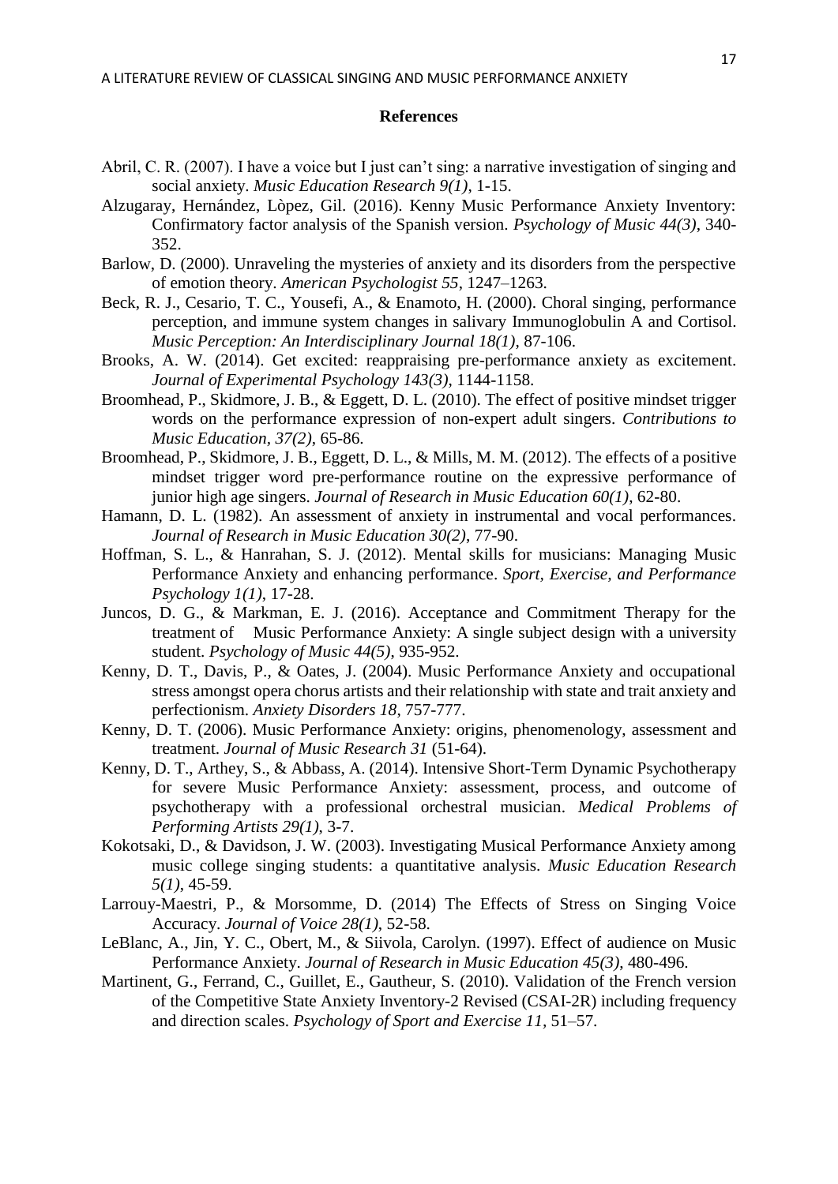## References

Abril, C. R. (2007). I have a voice but I just can't sing: a narrative investigation of singing and social anxiety. *Music Education Research 9(1)*, 1-15.

Alzugaray, Hernández, Lòpez, Gil. (2016). Kenny Music Performance Anxiety Inventory: Confirmatory factor analysis of the Spanish version. *Psychology of Music 44(3)*, 340-352.

Barlow, D. (2000). Unraveling the mysteries of anxiety and its disorders from the perspective of emotion theory. *American Psychologist 55*, 1247–1263.

Beck, R. J., Cesario, T. C., Yousefi, A., & Enamoto, H. (2000). Choral singing, performance perception, and immune system changes in salivary Immunoglobulin A and Cortisol. *Music Perception: An Interdisciplinary Journal 18(1)*, 87-106.

Brooks, A. W. (2014). Get excited: reappraising pre-performance anxiety as excitement. *Journal of Experimental Psychology 143(3)*, 1144-1158.

Broomhead, P., Skidmore, J. B., & Eggett, D. L. (2010). The effect of positive mindset trigger words on the performance expression of non-expert adult singers. *Contributions to Music Education, 37(2)*, 65-86.

Broomhead, P., Skidmore, J. B., Eggett, D. L., & Mills, M. M. (2012). The effects of a positive mindset trigger word pre-performance routine on the expressive performance of junior high age singers. *Journal of Research in Music Education 60(1)*, 62-80.

Hamann, D. L. (1982). An assessment of anxiety in instrumental and vocal performances. *Journal of Research in Music Education 30(2)*, 77-90.

Hoffman, S. L., & Hanrahan, S. J. (2012). Mental skills for musicians: Managing Music Performance Anxiety and enhancing performance. *Sport, Exercise, and Performance Psychology 1(1)*, 17-28.

Juncos, D. G., & Markman, E. J. (2016). Acceptance and Commitment Therapy for the treatment of Music Performance Anxiety: A single subject design with a university student. *Psychology of Music 44(5)*, 935-952.

Kenny, D. T., Davis, P., & Oates, J. (2004). Music Performance Anxiety and occupational stress amongst opera chorus artists and their relationship with state and trait anxiety and perfectionism. *Anxiety Disorders 18*, 757-777.

Kenny, D. T. (2006). Music Performance Anxiety: origins, phenomenology, assessment and treatment. *Journal of Music Research 31* (51-64).

Kenny, D. T., Arthey, S., & Abbass, A. (2014). Intensive Short-Term Dynamic Psychotherapy for severe Music Performance Anxiety: assessment, process, and outcome of psychotherapy with a professional orchestral musician. *Medical Problems of Performing Artists 29(1)*, 3-7.

Kokotsaki, D., & Davidson, J. W. (2003). Investigating Musical Performance Anxiety among music college singing students: a quantitative analysis. *Music Education Research 5(1)*, 45-59.

Larrouy-Maestri, P., & Morsomme, D. (2014) The Effects of Stress on Singing Voice Accuracy. *Journal of Voice 28(1)*, 52-58.

LeBlanc, A., Jin, Y. C., Obert, M., & Siivola, Carolyn. (1997). Effect of audience on Music Performance Anxiety. *Journal of Research in Music Education 45(3)*, 480-496.

Martinent, G., Ferrand, C., Guillet, E., Gautheur, S. (2010). Validation of the French version of the Competitive State Anxiety Inventory-2 Revised (CSAI-2R) including frequency and direction scales. *Psychology of Sport and Exercise 11*, 51–57.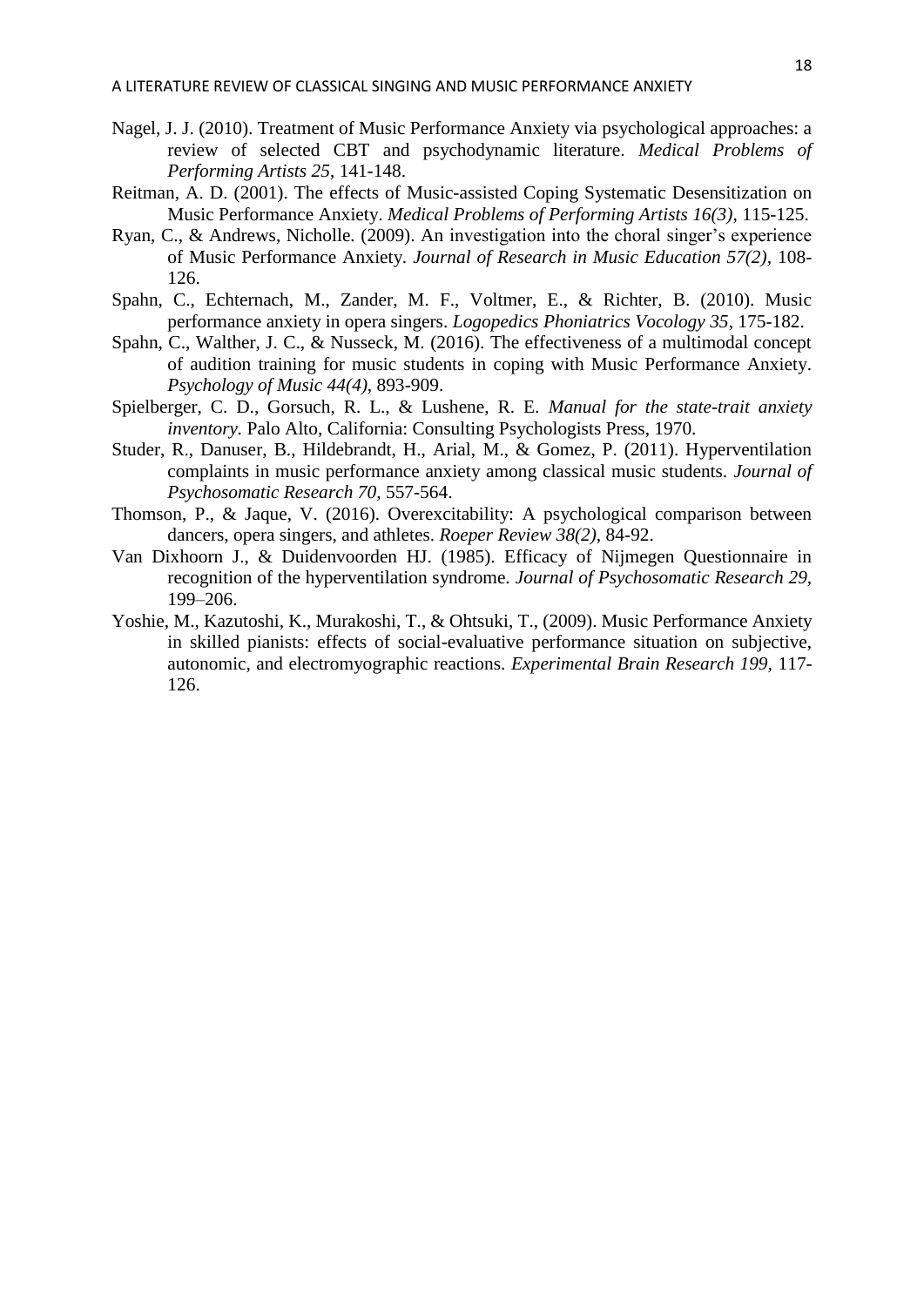Nagel, J. J. (2010). Treatment of Music Performance Anxiety via psychological approaches: a review of selected CBT and psychodynamic literature. *Medical Problems of Performing Artists 25*, 141-148.

Reitman, A. D. (2001). The effects of Music-assisted Coping Systematic Desensitization on Music Performance Anxiety. *Medical Problems of Performing Artists 16(3)*, 115-125.

Ryan, C., & Andrews, Nicholle. (2009). An investigation into the choral singer's experience of Music Performance Anxiety. *Journal of Research in Music Education 57(2)*, 108-126.

Spahn, C., Echternach, M., Zander, M. F., Voltmer, E., & Richter, B. (2010). Music performance anxiety in opera singers. *Logopedics Phoniatrics Vocology 35*, 175-182.

Spahn, C., Walther, J. C., & Nusseck, M. (2016). The effectiveness of a multimodal concept of audition training for music students in coping with Music Performance Anxiety. *Psychology of Music 44(4)*, 893-909.

Spielberger, C. D., Gorsuch, R. L., & Lushene, R. E. *Manual for the state-trait anxiety inventory*. Palo Alto, California: Consulting Psychologists Press, 1970.

Studer, R., Danuser, B., Hildebrandt, H., Arial, M., & Gomez, P. (2011). Hyperventilation complaints in music performance anxiety among classical music students. *Journal of Psychosomatic Research 70*, 557-564.

Thomson, P., & Jaque, V. (2016). Overexcitability: A psychological comparison between dancers, opera singers, and athletes. *Roeper Review 38(2)*, 84-92.

Van Dixhoorn J., & Duidenvoorden HJ. (1985). Efficacy of Nijmegen Questionnaire in recognition of the hyperventilation syndrome. *Journal of Psychosomatic Research 29*, 199–206.

Yoshie, M., Kazutoshi, K., Murakoshi, T., & Ohtsuki, T., (2009). Music Performance Anxiety in skilled pianists: effects of social-evaluative performance situation on subjective, autonomic, and electromyographic reactions. *Experimental Brain Research 199*, 117-126.